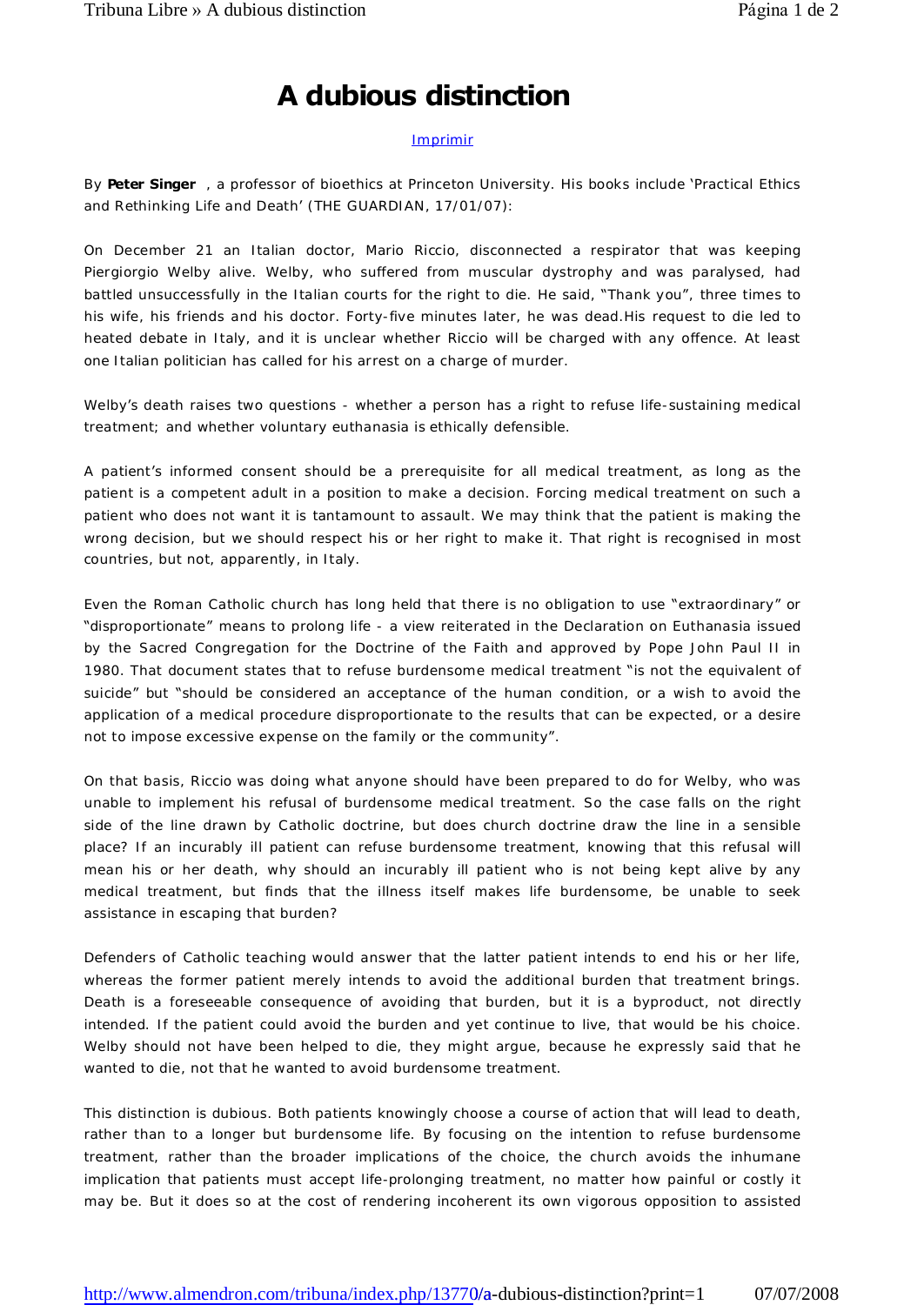# A dubious distinction

Imprimir

By **Peter Singer** , a professor of bioethics at Princeton University. His books include 'Practical Ethics and Rethinking Life and Death' (THE GUARDIAN, 17/01/07):

On December 21 an Italian doctor, Mario Riccio, disconnected a respirator that was keeping Piergiorgio Welby alive. Welby, who suffered from muscular dystrophy and was paralysed, had battled unsuccessfully in the Italian courts for the right to die. He said, "Thank you", three times to his wife, his friends and his doctor. Forty-five minutes later, he was dead.His request to die led to heated debate in Italy, and it is unclear whether Riccio will be charged with any offence. At least one Italian politician has called for his arrest on a charge of murder.

Welby's death raises two questions - whether a person has a right to refuse life-sustaining medical treatment; and whether voluntary euthanasia is ethically defensible.

A patient's informed consent should be a prerequisite for all medical treatment, as long as the patient is a competent adult in a position to make a decision. Forcing medical treatment on such a patient who does not want it is tantamount to assault. We may think that the patient is making the wrong decision, but we should respect his or her right to make it. That right is recognised in most countries, but not, apparently, in Italy.

Even the Roman Catholic church has long held that there is no obligation to use "extraordinary" or "disproportionate" means to prolong life - a view reiterated in the Declaration on Euthanasia issued by the Sacred Congregation for the Doctrine of the Faith and approved by Pope John Paul II in 1980. That document states that to refuse burdensome medical treatment "is not the equivalent of suicide" but "should be considered an acceptance of the human condition, or a wish to avoid the application of a medical procedure disproportionate to the results that can be expected, or a desire not to impose excessive expense on the family or the community".

On that basis, Riccio was doing what anyone should have been prepared to do for Welby, who was unable to implement his refusal of burdensome medical treatment. So the case falls on the right side of the line drawn by Catholic doctrine, but does church doctrine draw the line in a sensible place? If an incurably ill patient can refuse burdensome treatment, knowing that this refusal will mean his or her death, why should an incurably ill patient who is not being kept alive by any medical treatment, but finds that the illness itself makes life burdensome, be unable to seek assistance in escaping that burden?

Defenders of Catholic teaching would answer that the latter patient intends to end his or her life, whereas the former patient merely intends to avoid the additional burden that treatment brings. Death is a foreseeable consequence of avoiding that burden, but it is a byproduct, not directly intended. If the patient could avoid the burden and yet continue to live, that would be his choice. Welby should not have been helped to die, they might argue, because he expressly said that he wanted to die, not that he wanted to avoid burdensome treatment.

This distinction is dubious. Both patients knowingly choose a course of action that will lead to death, rather than to a longer but burdensome life. By focusing on the intention to refuse burdensome treatment, rather than the broader implications of the choice, the church avoids the inhumane implication that patients must accept life-prolonging treatment, no matter how painful or costly it may be. But it does so at the cost of rendering incoherent its own vigorous opposition to assisted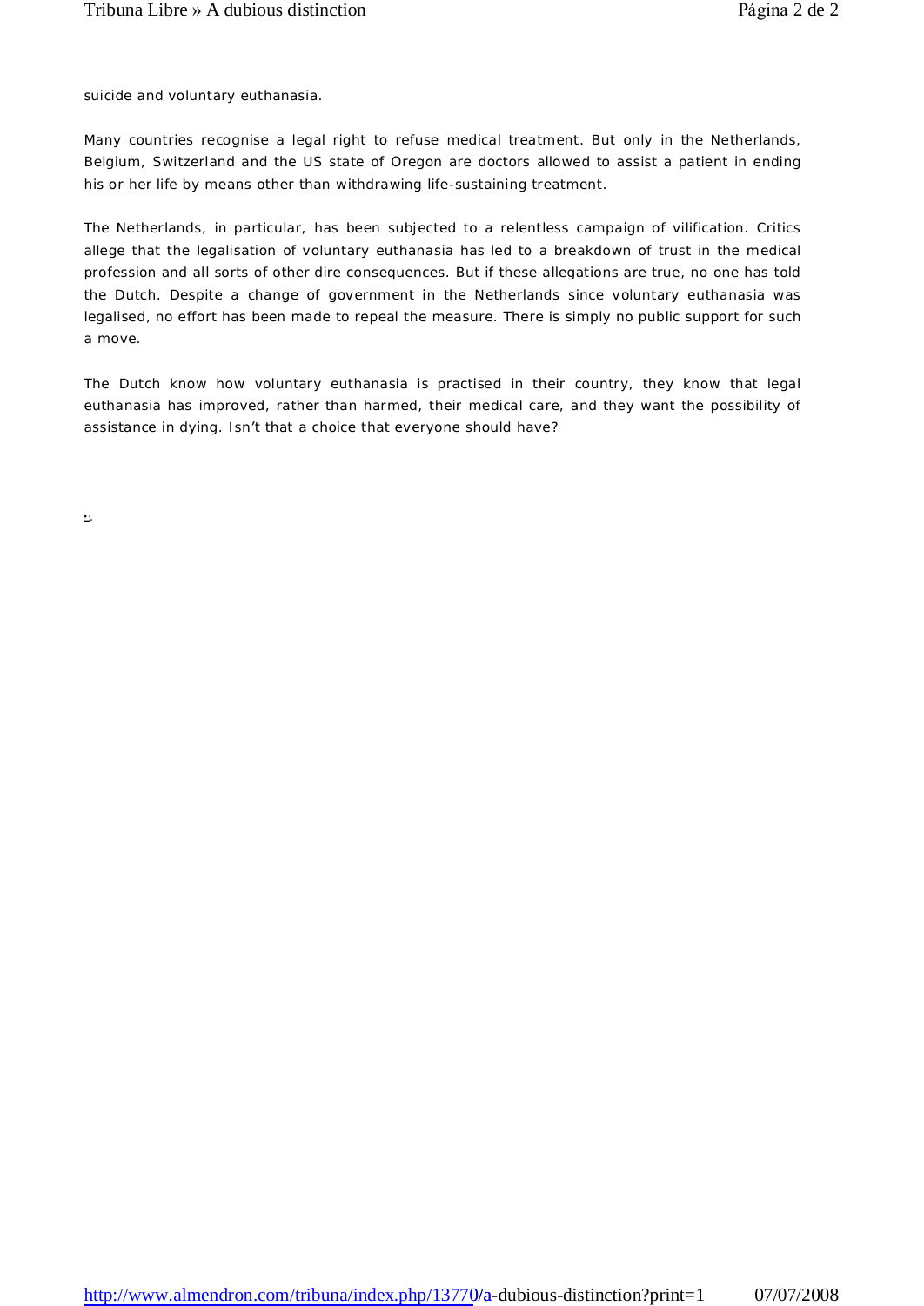suicide and voluntary euthanasia.

Many countries recognise a legal right to refuse medical treatment. But only in the Netherlands, Belgium, Switzerland and the US state of Oregon are doctors allowed to assist a patient in ending his or her life by means other than withdrawing life-sustaining treatment.

The Netherlands, in particular, has been subjected to a relentless campaign of vilification. Critics allege that the legalisation of voluntary euthanasia has led to a breakdown of trust in the medical profession and all sorts of other dire consequences. But if these allegations are true, no one has told the Dutch. Despite a change of government in the Netherlands since voluntary euthanasia was legalised, no effort has been made to repeal the measure. There is simply no public support for such a move.

The Dutch know how voluntary euthanasia is practised in their country, they know that legal euthanasia has improved, rather than harmed, their medical care, and they want the possibility of assistance in dying. Isn't that a choice that everyone should have?